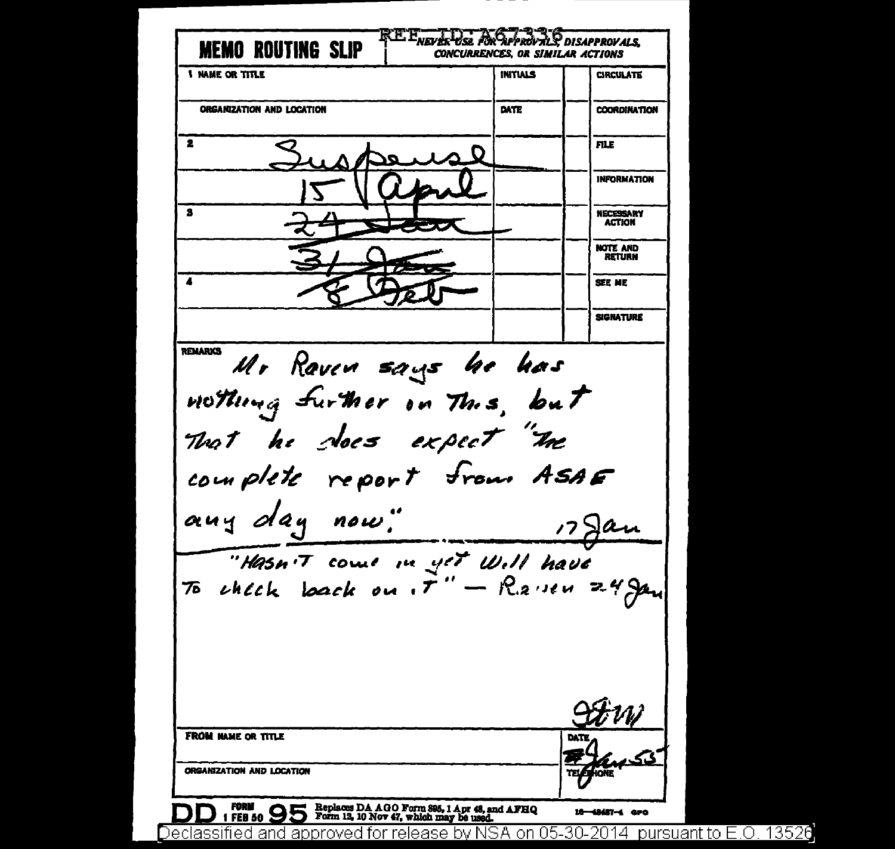REF ID:A67336

**MEMO ROUTING SLIP** — NEVER USE FOR APPROVALS, DISAPPROVALS, CONCURRENCES, OR SIMILAR ACTIONS

| NAME OR TITLE | INITIALS | | |
|---|---|---|---|
| 1 | | | CIRCULATE |
| ORGANIZATION AND LOCATION | DATE | | COORDINATION |
| 2 Suspense | | | FILE |
| 15 April | | | INFORMATION |
| 3 ~~24 Jan~~ | | | NECESSARY ACTION |
| ~~31 Jan~~ | | | NOTE AND RETURN |
| 4 ~~8 Feb~~ | | | SEE ME |
| | | | SIGNATURE |

REMARKS

Mr Raven says he has nothing further on this, but that he does expect "the complete report from ASAE any day now." 17 Jan

"Hasn't come in yet. Will have to check back on it" — Raven 24 Jan

FROM NAME OR TITLE — StW

DATE — 17 Jan 53

ORGANIZATION AND LOCATION

TELEPHONE

DD FORM 1 FEB 50 95 — Replaces DA AGO Form 895, 1 Apr 48, and AFHQ Form 12, 10 Nov 47, which may be used. 16—48487-4 GPO

Declassified and approved for release by NSA on 05-30-2014 pursuant to E.O. 13526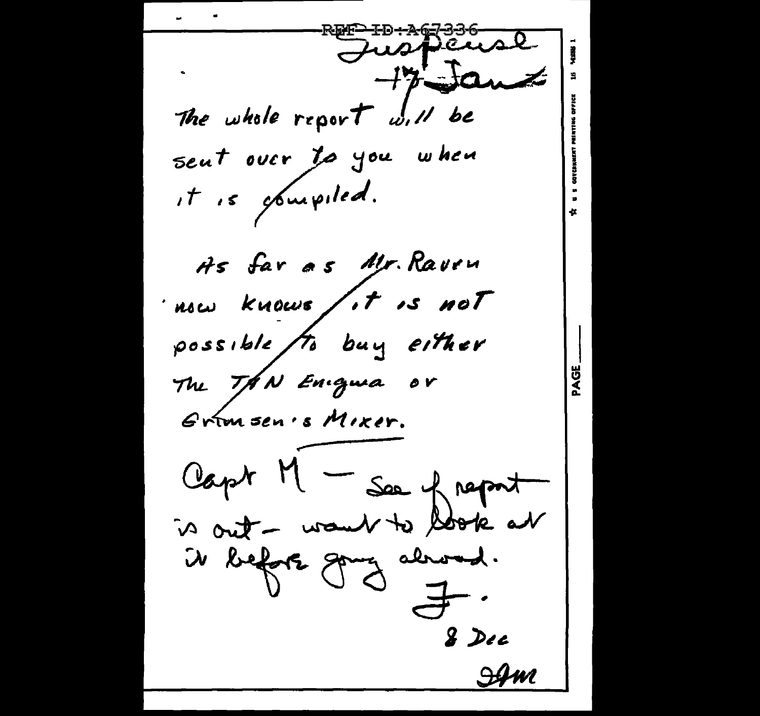REF ID:A67336

Suspense
17 Jan

The whole report will be sent over to you when it is compiled.

As far as Mr. Raven now knows, it is not possible to buy either the TAN Enigma or Grimsen's Mixer.

Capt M — See if report is out — want to look at it before going abroad.

F.

8 Dec

JAM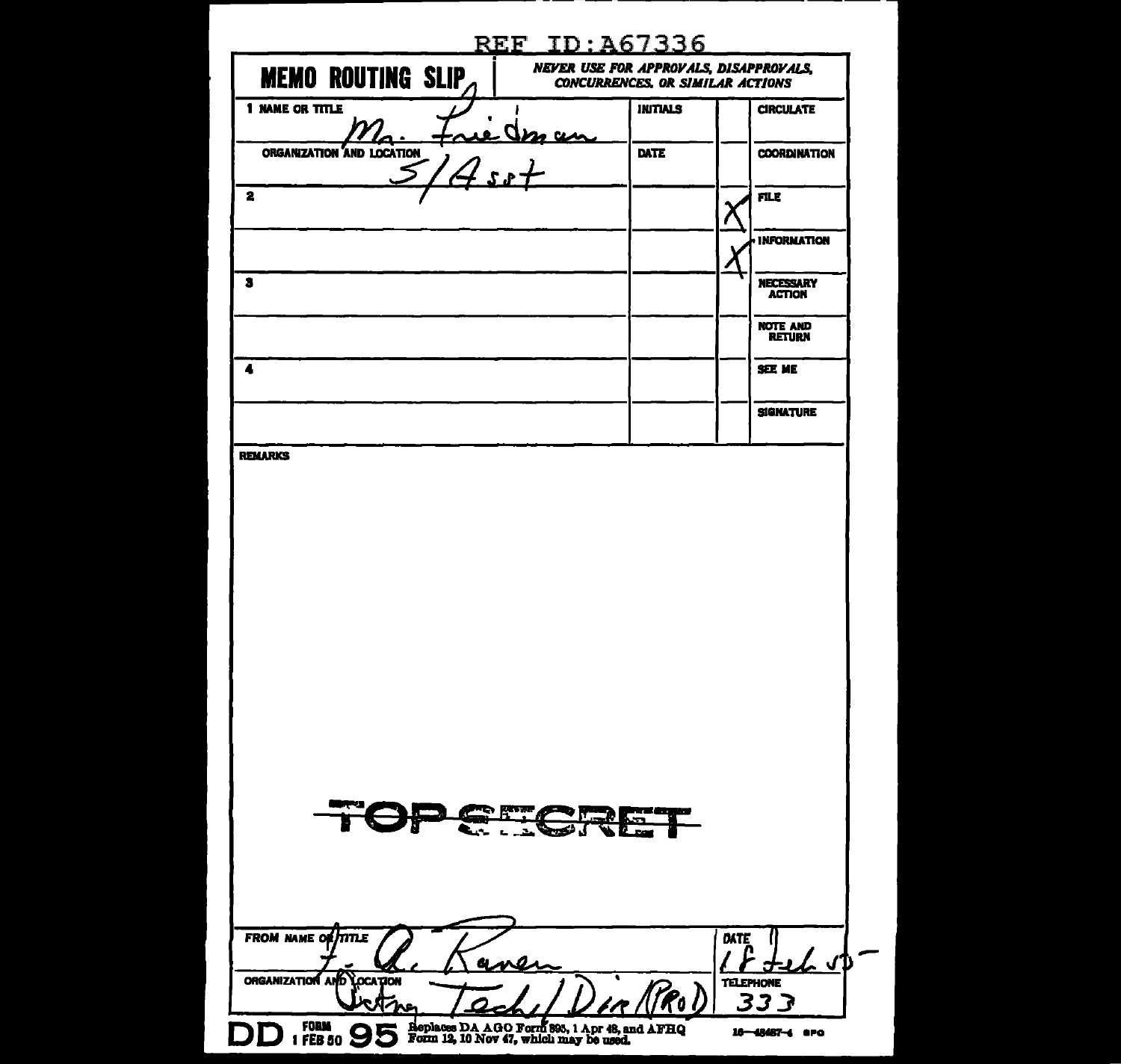REF ID:A67336

# MEMO ROUTING SLIP

*NEVER USE FOR APPROVALS, DISAPPROVALS, CONCURRENCES, OR SIMILAR ACTIONS*

| 1 NAME OR TITLE | INITIALS | | CIRCULATE |
|---|---|---|---|
| Mr. Friedman | | | |
| ORGANIZATION AND LOCATION | DATE | | COORDINATION |
| S/Asst | | | |
| 2 | | X | FILE |
| | | X | INFORMATION |
| 3 | | | NECESSARY ACTION |
| | | | NOTE AND RETURN |
| 4 | | | SEE ME |
| | | | SIGNATURE |

**REMARKS**

TOP SECRET

| FROM NAME OR TITLE | DATE |
|---|---|
| for A. Raven | 18 Feb 55 |
| ORGANIZATION AND LOCATION | TELEPHONE |
| Acting Tech/Dir (PROD) | 333 |

DD FORM 1 FEB 50 95 Replaces DA AGO Form 895, 1 Apr 48, and AFHQ Form 12, 10 Nov 47, which may be used.

16—48487-4 GPO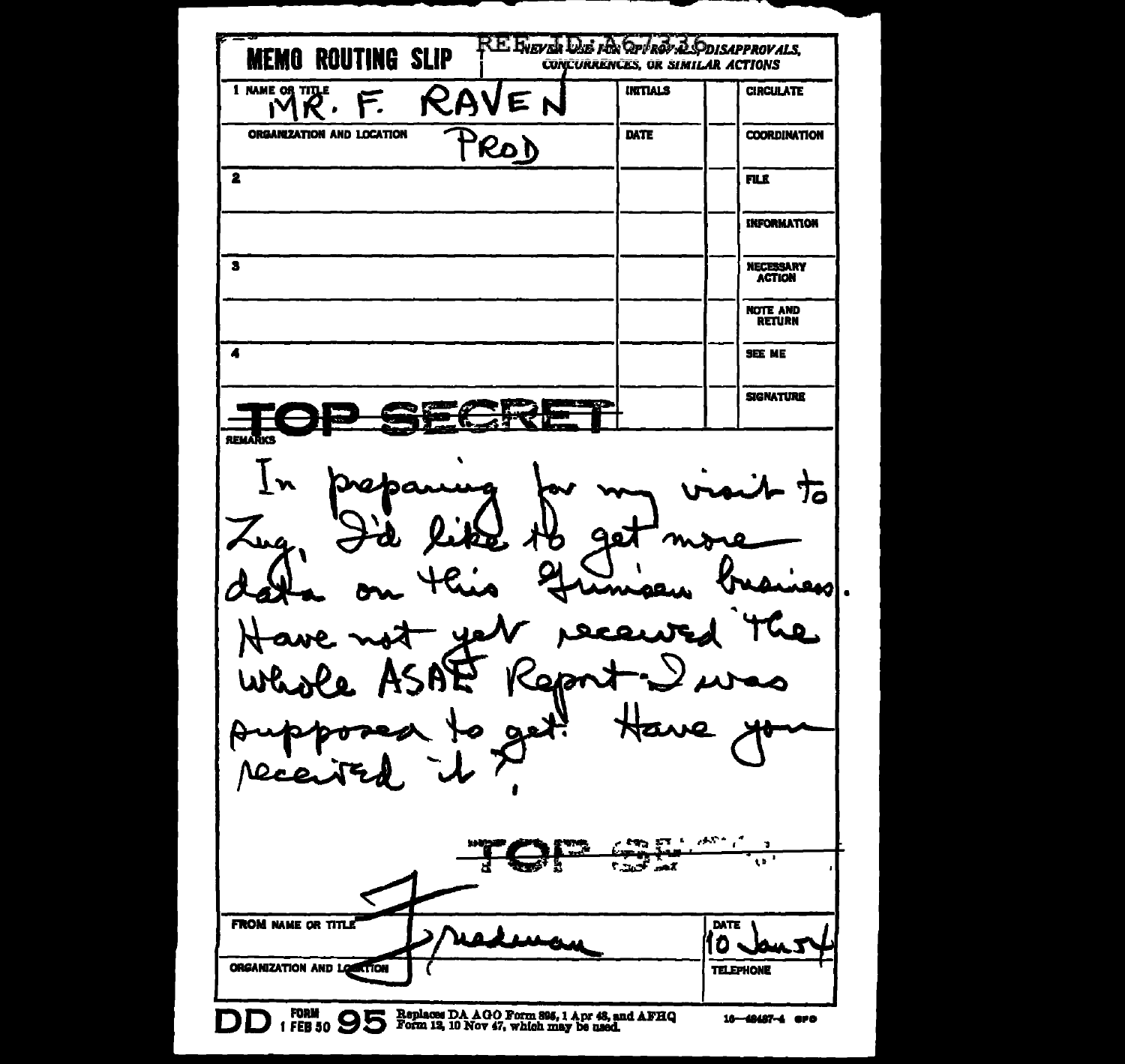REF ID:A67336

**MEMO ROUTING SLIP**

NEVER USE FOR APPROVALS, DISAPPROVALS, CONCURRENCES, OR SIMILAR ACTIONS

| | INITIALS | | |
|---|---|---|---|
| 1 NAME OR TITLE: MR. F. RAVEN | INITIALS | | CIRCULATE |
| ORGANIZATION AND LOCATION: PROD | DATE | | COORDINATION |
| 2 | | | FILE |
| | | | INFORMATION |
| 3 | | | NECESSARY ACTION |
| | | | NOTE AND RETURN |
| 4 | | | SEE ME |
| | | | SIGNATURE |

TOP SECRET

REMARKS

In preparing for my visit to Zug, I'd like to get more data on this Gunison business. Have not yet received the whole ASAE Report I was supposed to get. Have you received it?

TOP SECRET

FROM NAME OR TITLE: Friedman

ORGANIZATION AND LOCATION:

DATE: 10 Jan 54

TELEPHONE:

DD FORM 1 FEB 50 95 Replaces DA AGO Form 895, 1 Apr 48, and AFHQ Form 12, 10 Nov 47, which may be used.

16—48487-4 GPO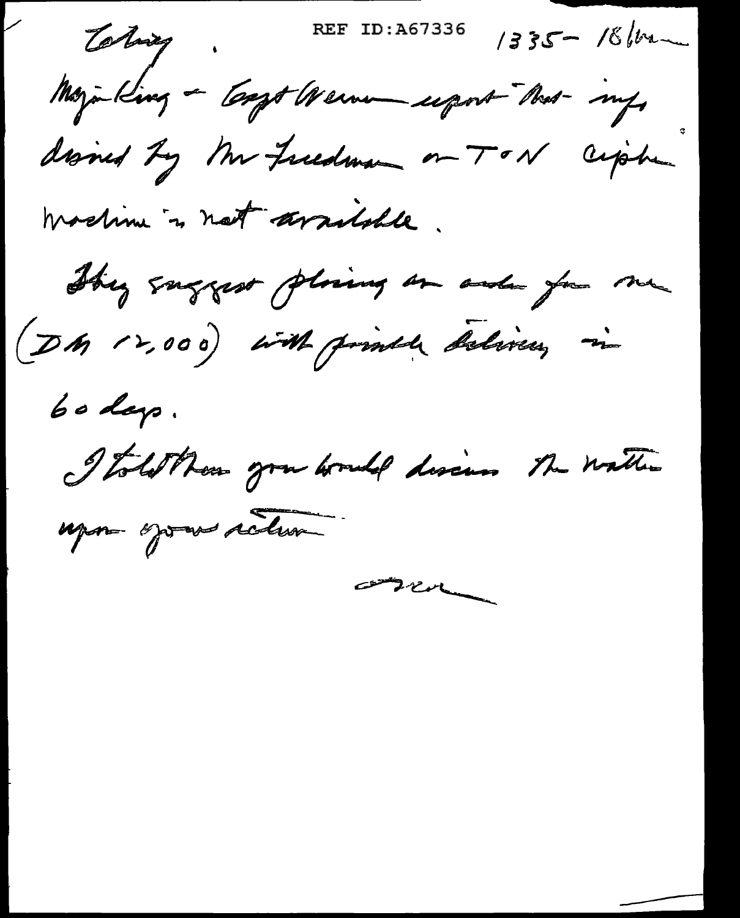Colonel. REF ID:A67336 1335 - 18 Nov

Major King & Capt Werner report that info desired by Mr Friedman on T-N cipher machine is not available.

They suggest placing an order for one (DM 12,000) with probable delivery in 60 days.

I told them you would discuss the matter upon your return

Ken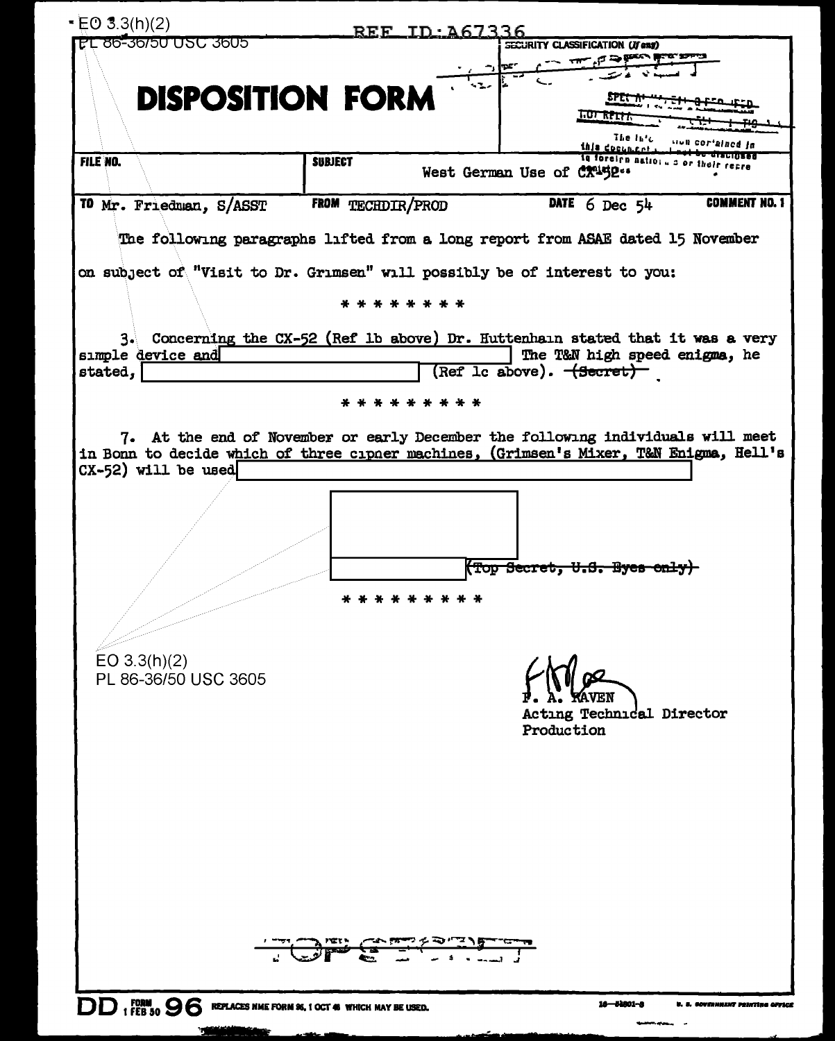EO 3.3(h)(2)
PL 86-36/50 USC 3605

REF ID:A67336

SECURITY CLASSIFICATION (If any)

# DISPOSITION FORM

| FILE NO. | SUBJECT |
|---|---|
| | West German Use of CX-52 |

TO Mr. Friedman, S/ASST  FROM TECHDIR/PROD  DATE 6 Dec 54  COMMENT NO. 1

The following paragraphs lifted from a long report from ASAE dated 15 November on subject of "Visit to Dr. Grimsen" will possibly be of interest to you:

\* \* \* \* \* \* \* \* \*

3. Concerning the CX-52 (Ref 1b above) Dr. Huttenhain stated that it was a very simple device and [redacted] The T&N high speed enigma, he stated, [redacted] (Ref 1c above). ~~(Secret)~~

\* \* \* \* \* \* \* \* \*

7. At the end of November or early December the following individuals will meet in Bonn to decide which of three cipher machines, (Grimsen's Mixer, T&N Enigma, Hell's CX-52) will be used [redacted]

[redacted]

[redacted] ~~(Top Secret, U.S. Eyes only)~~

\* \* \* \* \* \* \* \* \*

EO 3.3(h)(2)
PL 86-36/50 USC 3605

F. A. RAVEN
Acting Technical Director
Production

DD FORM 1 FEB 50 96 REPLACES NME FORM 96, 1 OCT 48 WHICH MAY BE USED.